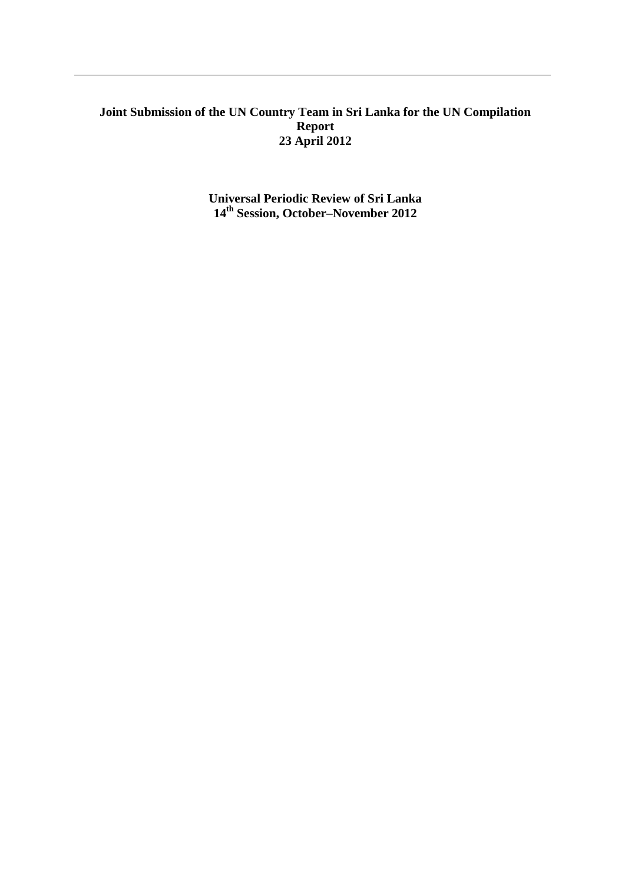**Joint Submission of the UN Country Team in Sri Lanka for the UN Compilation Report**
**23 April 2012**

**Universal Periodic Review of Sri Lanka**
**14th Session, October–November 2012**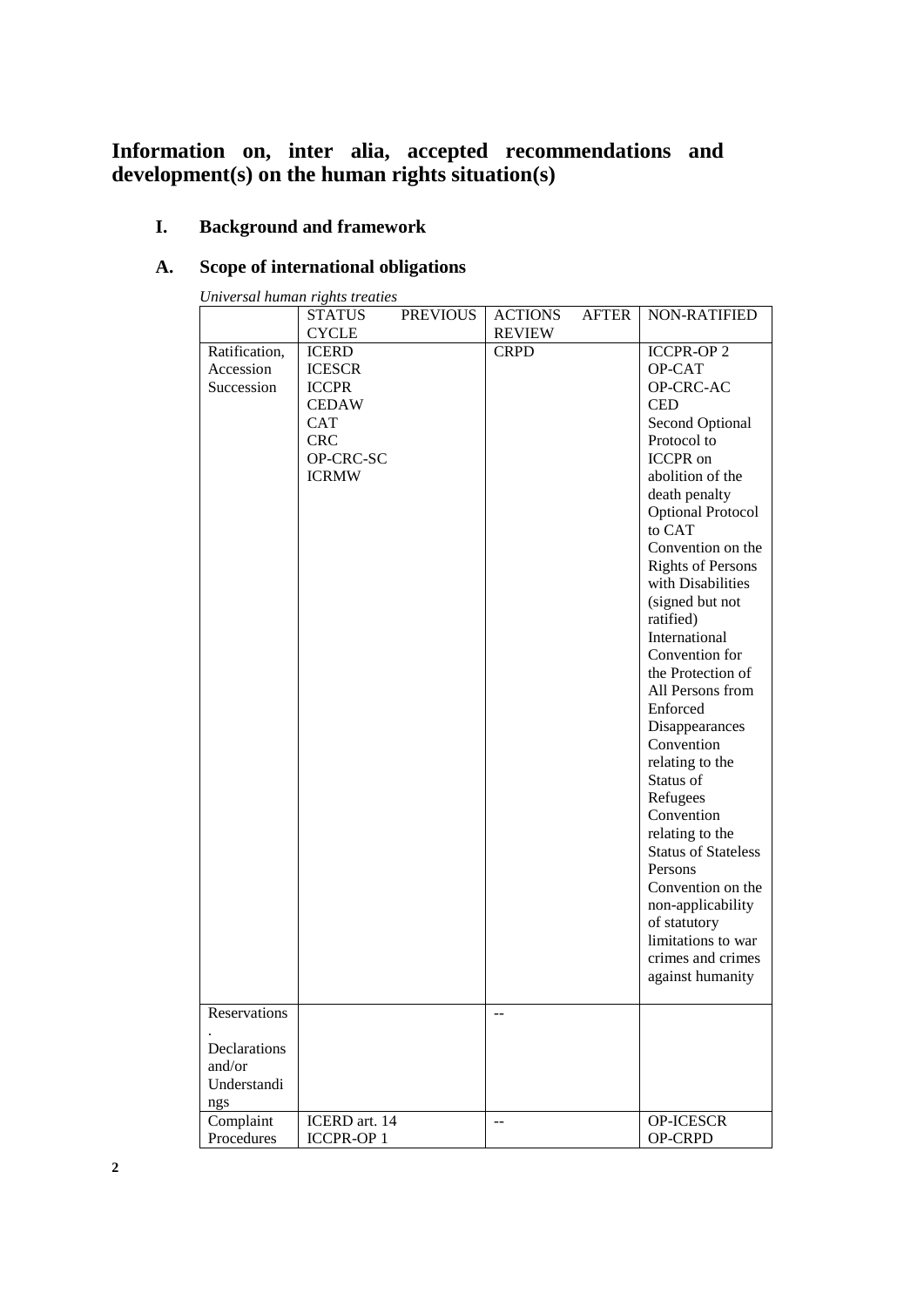## Information on, inter alia, accepted recommendations and development(s) on the human rights situation(s)

### I. Background and framework

### A. Scope of international obligations

*Universal human rights treaties*

| | STATUS PREVIOUS CYCLE | ACTIONS AFTER REVIEW | NON-RATIFIED |
|---|---|---|---|
| Ratification, Accession Succession | ICERD<br>ICESCR<br>ICCPR<br>CEDAW<br>CAT<br>CRC<br>OP-CRC-SC<br>ICRMW | CRPD | ICCPR-OP 2<br>OP-CAT<br>OP-CRC-AC<br>CED<br>Second Optional Protocol to ICCPR on abolition of the death penalty<br>Optional Protocol to CAT<br>Convention on the Rights of Persons with Disabilities (signed but not ratified)<br>International Convention for the Protection of All Persons from Enforced Disappearances<br>Convention relating to the Status of Refugees<br>Convention relating to the Status of Stateless Persons<br>Convention on the non-applicability of statutory limitations to war crimes and crimes against humanity |
| Reservations. Declarations and/or Understandings | | -- | |
| Complaint Procedures | ICERD art. 14<br>ICCPR-OP 1 | -- | OP-ICESCR<br>OP-CRPD |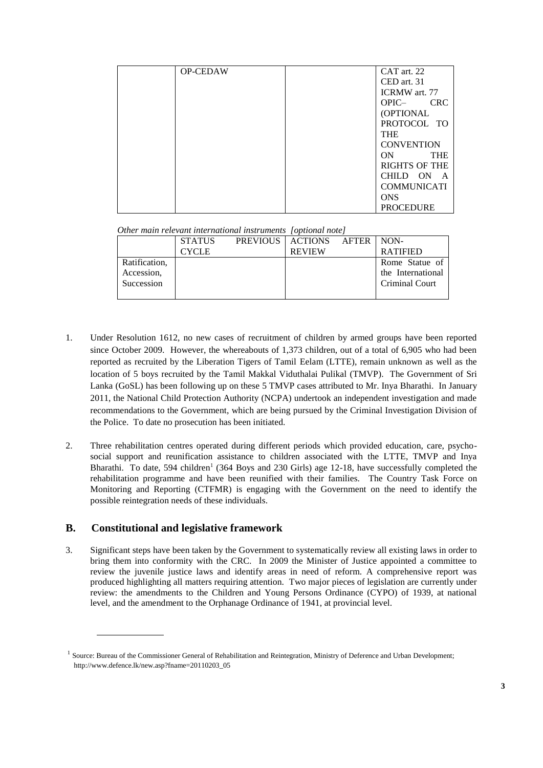| | OP-CEDAW | | CAT art. 22<br>CED art. 31<br>ICRMW art. 77<br>OPIC– CRC (OPTIONAL PROTOCOL TO THE CONVENTION ON THE RIGHTS OF THE CHILD ON A COMMUNICATIONS PROCEDURE |
|---|---|---|---|

*Other main relevant international instruments [optional note]*

| | STATUS PREVIOUS CYCLE | ACTIONS AFTER REVIEW | NON-RATIFIED |
|---|---|---|---|
| Ratification, Accession, Succession | | | Rome Statue of the International Criminal Court |

1. Under Resolution 1612, no new cases of recruitment of children by armed groups have been reported since October 2009. However, the whereabouts of 1,373 children, out of a total of 6,905 who had been reported as recruited by the Liberation Tigers of Tamil Eelam (LTTE), remain unknown as well as the location of 5 boys recruited by the Tamil Makkal Viduthalai Pulikal (TMVP). The Government of Sri Lanka (GoSL) has been following up on these 5 TMVP cases attributed to Mr. Inya Bharathi. In January 2011, the National Child Protection Authority (NCPA) undertook an independent investigation and made recommendations to the Government, which are being pursued by the Criminal Investigation Division of the Police. To date no prosecution has been initiated.

2. Three rehabilitation centres operated during different periods which provided education, care, psycho-social support and reunification assistance to children associated with the LTTE, TMVP and Inya Bharathi. To date, 594 children[1] (364 Boys and 230 Girls) age 12-18, have successfully completed the rehabilitation programme and have been reunified with their families. The Country Task Force on Monitoring and Reporting (CTFMR) is engaging with the Government on the need to identify the possible reintegration needs of these individuals.

## B. Constitutional and legislative framework

3. Significant steps have been taken by the Government to systematically review all existing laws in order to bring them into conformity with the CRC. In 2009 the Minister of Justice appointed a committee to review the juvenile justice laws and identify areas in need of reform. A comprehensive report was produced highlighting all matters requiring attention. Two major pieces of legislation are currently under review: the amendments to the Children and Young Persons Ordinance (CYPO) of 1939, at national level, and the amendment to the Orphanage Ordinance of 1941, at provincial level.

---

[1] Source: Bureau of the Commissioner General of Rehabilitation and Reintegration, Ministry of Deference and Urban Development; http://www.defence.lk/new.asp?fname=20110203_05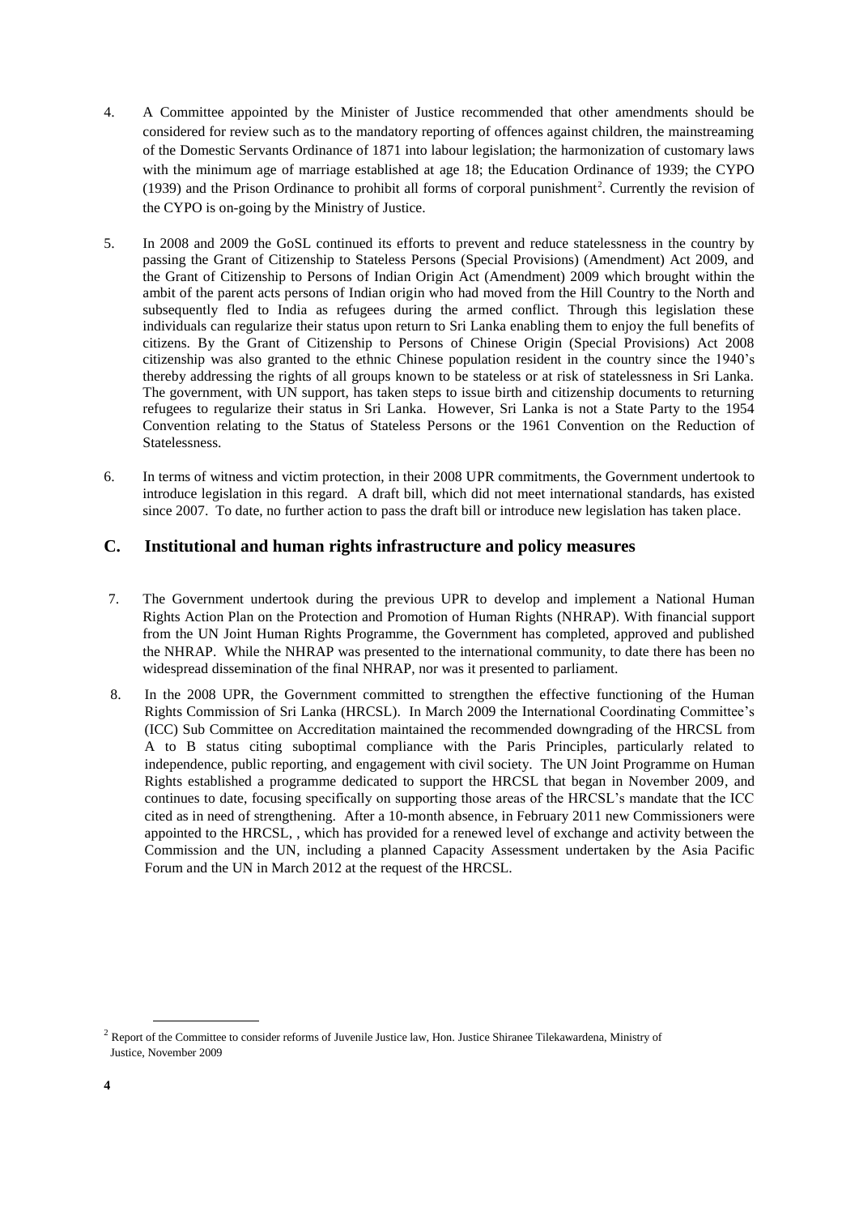4. A Committee appointed by the Minister of Justice recommended that other amendments should be considered for review such as to the mandatory reporting of offences against children, the mainstreaming of the Domestic Servants Ordinance of 1871 into labour legislation; the harmonization of customary laws with the minimum age of marriage established at age 18; the Education Ordinance of 1939; the CYPO (1939) and the Prison Ordinance to prohibit all forms of corporal punishment[2]. Currently the revision of the CYPO is on-going by the Ministry of Justice.

5. In 2008 and 2009 the GoSL continued its efforts to prevent and reduce statelessness in the country by passing the Grant of Citizenship to Stateless Persons (Special Provisions) (Amendment) Act 2009, and the Grant of Citizenship to Persons of Indian Origin Act (Amendment) 2009 which brought within the ambit of the parent acts persons of Indian origin who had moved from the Hill Country to the North and subsequently fled to India as refugees during the armed conflict. Through this legislation these individuals can regularize their status upon return to Sri Lanka enabling them to enjoy the full benefits of citizens. By the Grant of Citizenship to Persons of Chinese Origin (Special Provisions) Act 2008 citizenship was also granted to the ethnic Chinese population resident in the country since the 1940's thereby addressing the rights of all groups known to be stateless or at risk of statelessness in Sri Lanka. The government, with UN support, has taken steps to issue birth and citizenship documents to returning refugees to regularize their status in Sri Lanka. However, Sri Lanka is not a State Party to the 1954 Convention relating to the Status of Stateless Persons or the 1961 Convention on the Reduction of Statelessness.

6. In terms of witness and victim protection, in their 2008 UPR commitments, the Government undertook to introduce legislation in this regard. A draft bill, which did not meet international standards, has existed since 2007. To date, no further action to pass the draft bill or introduce new legislation has taken place.

## C. Institutional and human rights infrastructure and policy measures

7. The Government undertook during the previous UPR to develop and implement a National Human Rights Action Plan on the Protection and Promotion of Human Rights (NHRAP). With financial support from the UN Joint Human Rights Programme, the Government has completed, approved and published the NHRAP. While the NHRAP was presented to the international community, to date there has been no widespread dissemination of the final NHRAP, nor was it presented to parliament.

8. In the 2008 UPR, the Government committed to strengthen the effective functioning of the Human Rights Commission of Sri Lanka (HRCSL). In March 2009 the International Coordinating Committee's (ICC) Sub Committee on Accreditation maintained the recommended downgrading of the HRCSL from A to B status citing suboptimal compliance with the Paris Principles, particularly related to independence, public reporting, and engagement with civil society. The UN Joint Programme on Human Rights established a programme dedicated to support the HRCSL that began in November 2009, and continues to date, focusing specifically on supporting those areas of the HRCSL's mandate that the ICC cited as in need of strengthening. After a 10-month absence, in February 2011 new Commissioners were appointed to the HRCSL, , which has provided for a renewed level of exchange and activity between the Commission and the UN, including a planned Capacity Assessment undertaken by the Asia Pacific Forum and the UN in March 2012 at the request of the HRCSL.

[2] Report of the Committee to consider reforms of Juvenile Justice law, Hon. Justice Shiranee Tilekawardena, Ministry of Justice, November 2009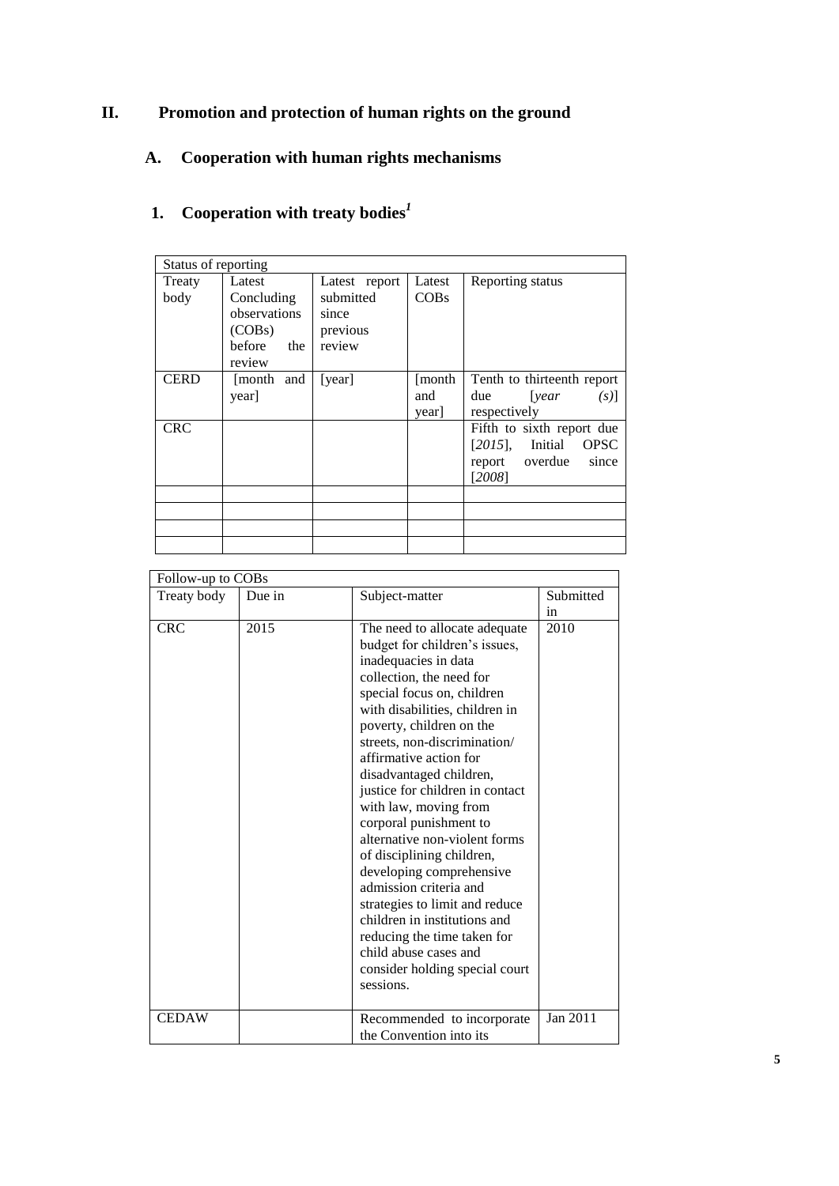# II. Promotion and protection of human rights on the ground

## A. Cooperation with human rights mechanisms

### 1. Cooperation with treaty bodies[1]

| Status of reporting | | | | |
|---|---|---|---|---|
| Treaty body | Latest Concluding observations (COBs) before the review | Latest report submitted since previous review | Latest COBs | Reporting status |
| CERD | [month and year] | [year] | [month and year] | Tenth to thirteenth report due [*year (s)*] respectively |
| CRC | | | | Fifth to sixth report due [*2015*], Initial OPSC report overdue since [*2008*] |
| | | | | |
| | | | | |
| | | | | |
| | | | | |

| Follow-up to COBs | | | |
|---|---|---|---|
| Treaty body | Due in | Subject-matter | Submitted in |
| CRC | 2015 | The need to allocate adequate budget for children's issues, inadequacies in data collection, the need for special focus on, children with disabilities, children in poverty, children on the streets, non-discrimination/ affirmative action for disadvantaged children, justice for children in contact with law, moving from corporal punishment to alternative non-violent forms of disciplining children, developing comprehensive admission criteria and strategies to limit and reduce children in institutions and reducing the time taken for child abuse cases and consider holding special court sessions. | 2010 |
| CEDAW | | Recommended to incorporate the Convention into its | Jan 2011 |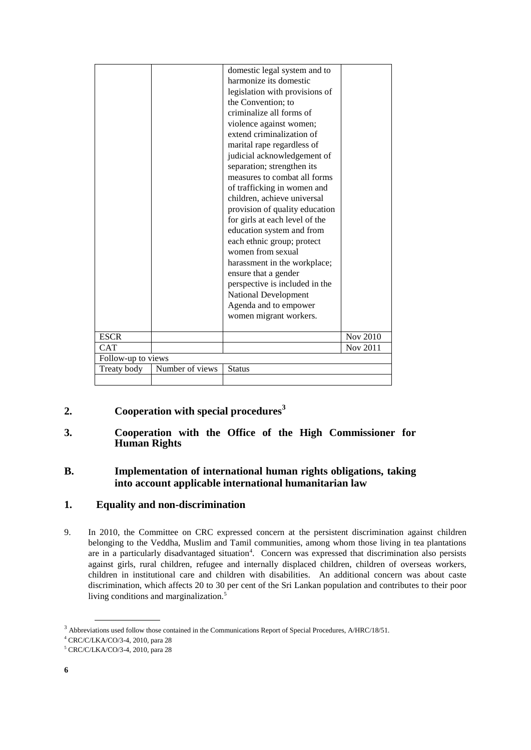| | | domestic legal system and to harmonize its domestic legislation with provisions of the Convention; to criminalize all forms of violence against women; extend criminalization of marital rape regardless of judicial acknowledgement of separation; strengthen its measures to combat all forms of trafficking in women and children, achieve universal provision of quality education for girls at each level of the education system and from each ethnic group; protect women from sexual harassment in the workplace; ensure that a gender perspective is included in the National Development Agenda and to empower women migrant workers. | |
|---|---|---|---|
| ESCR | | | Nov 2010 |
| CAT | | | Nov 2011 |
| Follow-up to views | | | |
| Treaty body | Number of views | Status | |
| | | | |

## 2. Cooperation with special procedures[3]

## 3. Cooperation with the Office of the High Commissioner for Human Rights

## B. Implementation of international human rights obligations, taking into account applicable international humanitarian law

## 1. Equality and non-discrimination

9. In 2010, the Committee on CRC expressed concern at the persistent discrimination against children belonging to the Veddha, Muslim and Tamil communities, among whom those living in tea plantations are in a particularly disadvantaged situation[4]. Concern was expressed that discrimination also persists against girls, rural children, refugee and internally displaced children, children of overseas workers, children in institutional care and children with disabilities. An additional concern was about caste discrimination, which affects 20 to 30 per cent of the Sri Lankan population and contributes to their poor living conditions and marginalization.[5]

---

[3] Abbreviations used follow those contained in the Communications Report of Special Procedures, A/HRC/18/51.

[4] CRC/C/LKA/CO/3-4, 2010, para 28

[5] CRC/C/LKA/CO/3-4, 2010, para 28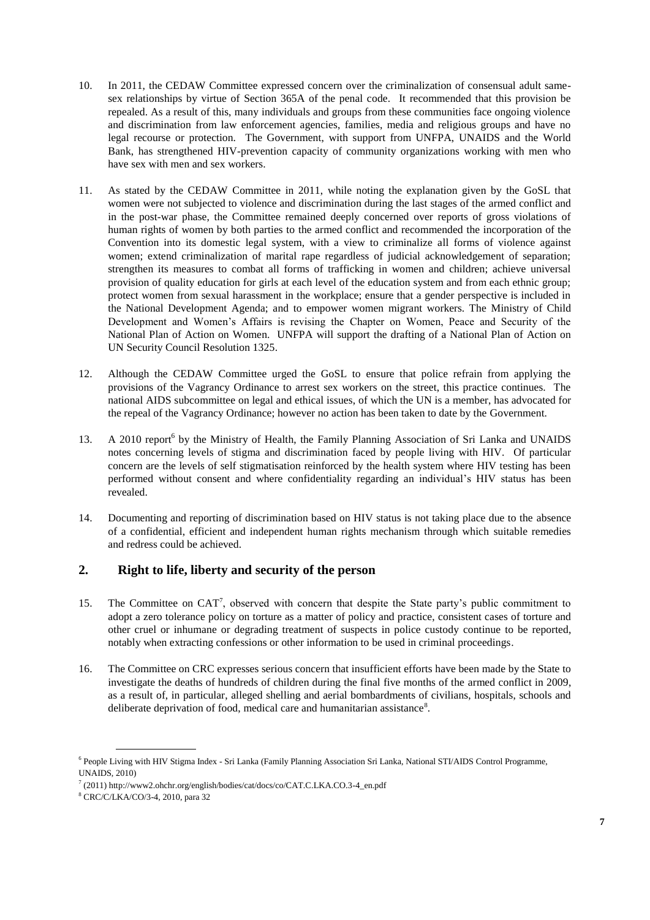10. In 2011, the CEDAW Committee expressed concern over the criminalization of consensual adult same-sex relationships by virtue of Section 365A of the penal code. It recommended that this provision be repealed. As a result of this, many individuals and groups from these communities face ongoing violence and discrimination from law enforcement agencies, families, media and religious groups and have no legal recourse or protection. The Government, with support from UNFPA, UNAIDS and the World Bank, has strengthened HIV-prevention capacity of community organizations working with men who have sex with men and sex workers.

11. As stated by the CEDAW Committee in 2011, while noting the explanation given by the GoSL that women were not subjected to violence and discrimination during the last stages of the armed conflict and in the post-war phase, the Committee remained deeply concerned over reports of gross violations of human rights of women by both parties to the armed conflict and recommended the incorporation of the Convention into its domestic legal system, with a view to criminalize all forms of violence against women; extend criminalization of marital rape regardless of judicial acknowledgement of separation; strengthen its measures to combat all forms of trafficking in women and children; achieve universal provision of quality education for girls at each level of the education system and from each ethnic group; protect women from sexual harassment in the workplace; ensure that a gender perspective is included in the National Development Agenda; and to empower women migrant workers. The Ministry of Child Development and Women's Affairs is revising the Chapter on Women, Peace and Security of the National Plan of Action on Women. UNFPA will support the drafting of a National Plan of Action on UN Security Council Resolution 1325.

12. Although the CEDAW Committee urged the GoSL to ensure that police refrain from applying the provisions of the Vagrancy Ordinance to arrest sex workers on the street, this practice continues. The national AIDS subcommittee on legal and ethical issues, of which the UN is a member, has advocated for the repeal of the Vagrancy Ordinance; however no action has been taken to date by the Government.

13. A 2010 report[6] by the Ministry of Health, the Family Planning Association of Sri Lanka and UNAIDS notes concerning levels of stigma and discrimination faced by people living with HIV. Of particular concern are the levels of self stigmatisation reinforced by the health system where HIV testing has been performed without consent and where confidentiality regarding an individual's HIV status has been revealed.

14. Documenting and reporting of discrimination based on HIV status is not taking place due to the absence of a confidential, efficient and independent human rights mechanism through which suitable remedies and redress could be achieved.

## 2. Right to life, liberty and security of the person

15. The Committee on CAT[7], observed with concern that despite the State party's public commitment to adopt a zero tolerance policy on torture as a matter of policy and practice, consistent cases of torture and other cruel or inhumane or degrading treatment of suspects in police custody continue to be reported, notably when extracting confessions or other information to be used in criminal proceedings.

16. The Committee on CRC expresses serious concern that insufficient efforts have been made by the State to investigate the deaths of hundreds of children during the final five months of the armed conflict in 2009, as a result of, in particular, alleged shelling and aerial bombardments of civilians, hospitals, schools and deliberate deprivation of food, medical care and humanitarian assistance[8].

---

[6] People Living with HIV Stigma Index - Sri Lanka (Family Planning Association Sri Lanka, National STI/AIDS Control Programme, UNAIDS, 2010)

[7] (2011) http://www2.ohchr.org/english/bodies/cat/docs/co/CAT.C.LKA.CO.3-4_en.pdf

[8] CRC/C/LKA/CO/3-4, 2010, para 32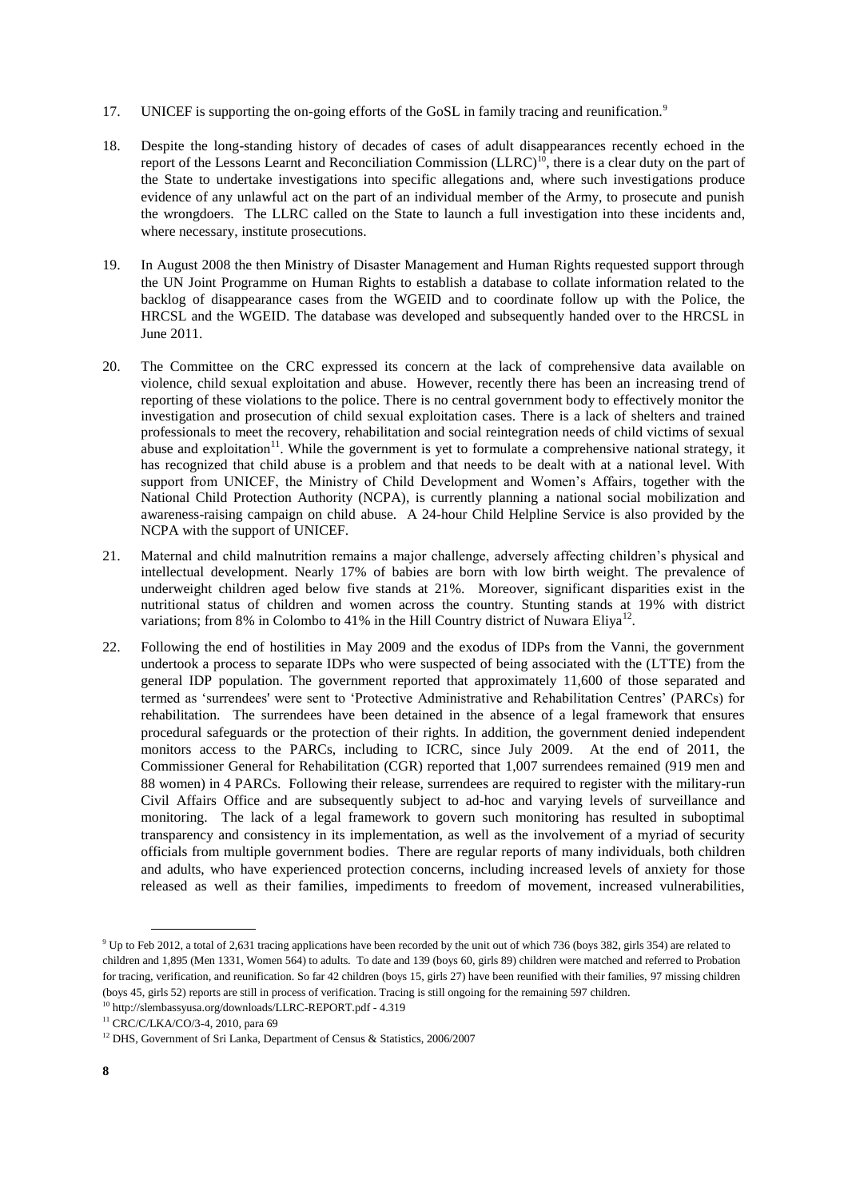17. UNICEF is supporting the on-going efforts of the GoSL in family tracing and reunification.[9]

18. Despite the long-standing history of decades of cases of adult disappearances recently echoed in the report of the Lessons Learnt and Reconciliation Commission (LLRC)[10], there is a clear duty on the part of the State to undertake investigations into specific allegations and, where such investigations produce evidence of any unlawful act on the part of an individual member of the Army, to prosecute and punish the wrongdoers. The LLRC called on the State to launch a full investigation into these incidents and, where necessary, institute prosecutions.

19. In August 2008 the then Ministry of Disaster Management and Human Rights requested support through the UN Joint Programme on Human Rights to establish a database to collate information related to the backlog of disappearance cases from the WGEID and to coordinate follow up with the Police, the HRCSL and the WGEID. The database was developed and subsequently handed over to the HRCSL in June 2011.

20. The Committee on the CRC expressed its concern at the lack of comprehensive data available on violence, child sexual exploitation and abuse. However, recently there has been an increasing trend of reporting of these violations to the police. There is no central government body to effectively monitor the investigation and prosecution of child sexual exploitation cases. There is a lack of shelters and trained professionals to meet the recovery, rehabilitation and social reintegration needs of child victims of sexual abuse and exploitation[11]. While the government is yet to formulate a comprehensive national strategy, it has recognized that child abuse is a problem and that needs to be dealt with at a national level. With support from UNICEF, the Ministry of Child Development and Women's Affairs, together with the National Child Protection Authority (NCPA), is currently planning a national social mobilization and awareness-raising campaign on child abuse. A 24-hour Child Helpline Service is also provided by the NCPA with the support of UNICEF.

21. Maternal and child malnutrition remains a major challenge, adversely affecting children's physical and intellectual development. Nearly 17% of babies are born with low birth weight. The prevalence of underweight children aged below five stands at 21%. Moreover, significant disparities exist in the nutritional status of children and women across the country. Stunting stands at 19% with district variations; from 8% in Colombo to 41% in the Hill Country district of Nuwara Eliya[12].

22. Following the end of hostilities in May 2009 and the exodus of IDPs from the Vanni, the government undertook a process to separate IDPs who were suspected of being associated with the (LTTE) from the general IDP population. The government reported that approximately 11,600 of those separated and termed as 'surrendees' were sent to 'Protective Administrative and Rehabilitation Centres' (PARCs) for rehabilitation. The surrendees have been detained in the absence of a legal framework that ensures procedural safeguards or the protection of their rights. In addition, the government denied independent monitors access to the PARCs, including to ICRC, since July 2009. At the end of 2011, the Commissioner General for Rehabilitation (CGR) reported that 1,007 surrendees remained (919 men and 88 women) in 4 PARCs. Following their release, surrendees are required to register with the military-run Civil Affairs Office and are subsequently subject to ad-hoc and varying levels of surveillance and monitoring. The lack of a legal framework to govern such monitoring has resulted in suboptimal transparency and consistency in its implementation, as well as the involvement of a myriad of security officials from multiple government bodies. There are regular reports of many individuals, both children and adults, who have experienced protection concerns, including increased levels of anxiety for those released as well as their families, impediments to freedom of movement, increased vulnerabilities,

---

[9] Up to Feb 2012, a total of 2,631 tracing applications have been recorded by the unit out of which 736 (boys 382, girls 354) are related to children and 1,895 (Men 1331, Women 564) to adults. To date and 139 (boys 60, girls 89) children were matched and referred to Probation for tracing, verification, and reunification. So far 42 children (boys 15, girls 27) have been reunified with their families, 97 missing children (boys 45, girls 52) reports are still in process of verification. Tracing is still ongoing for the remaining 597 children.

[10] http://slembassyusa.org/downloads/LLRC-REPORT.pdf - 4.319

[11] CRC/C/LKA/CO/3-4, 2010, para 69

[12] DHS, Government of Sri Lanka, Department of Census & Statistics, 2006/2007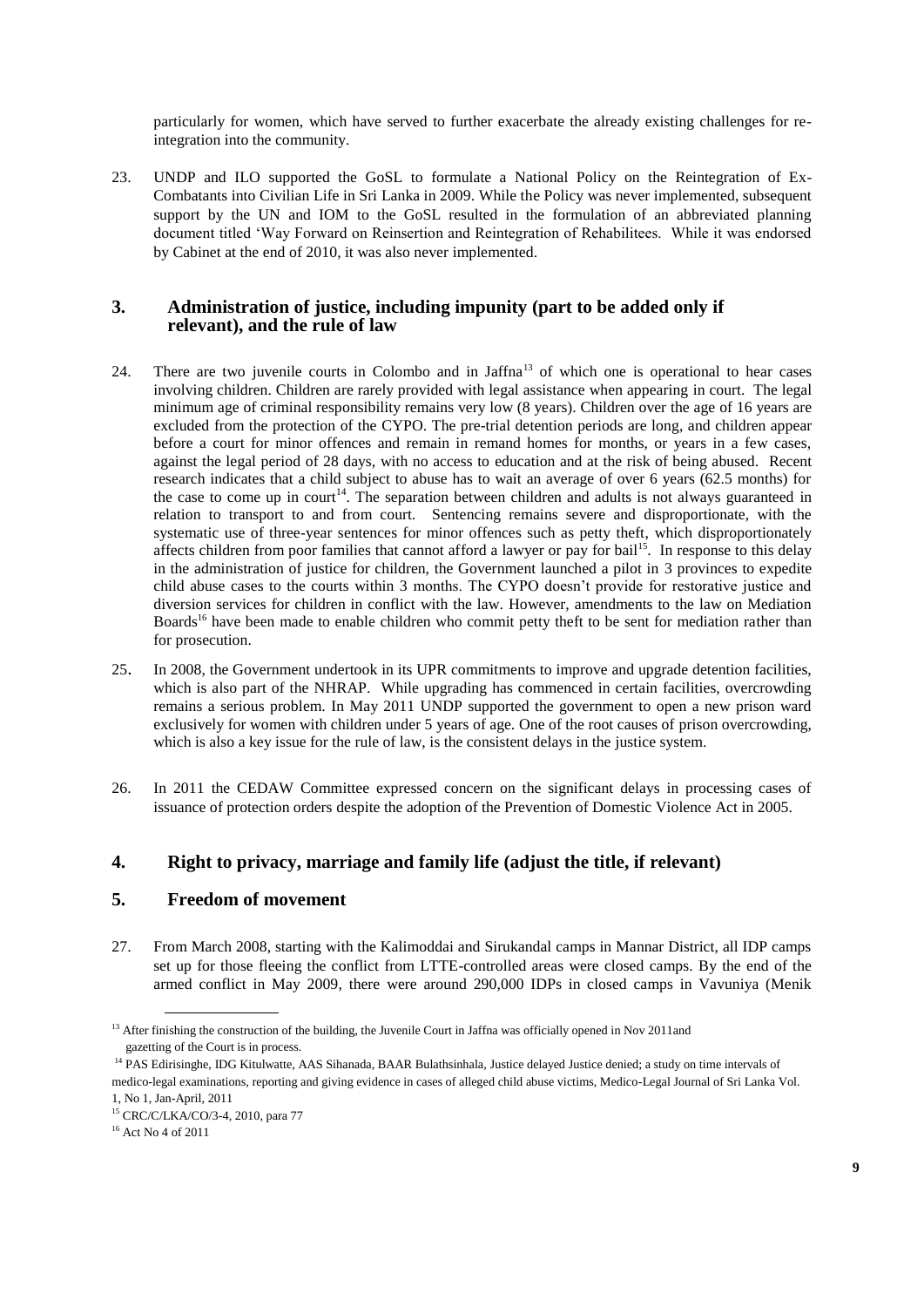particularly for women, which have served to further exacerbate the already existing challenges for re-integration into the community.

23. UNDP and ILO supported the GoSL to formulate a National Policy on the Reintegration of Ex-Combatants into Civilian Life in Sri Lanka in 2009. While the Policy was never implemented, subsequent support by the UN and IOM to the GoSL resulted in the formulation of an abbreviated planning document titled 'Way Forward on Reinsertion and Reintegration of Rehabilitees. While it was endorsed by Cabinet at the end of 2010, it was also never implemented.

## 3. Administration of justice, including impunity (part to be added only if relevant), and the rule of law

24. There are two juvenile courts in Colombo and in Jaffna[13] of which one is operational to hear cases involving children. Children are rarely provided with legal assistance when appearing in court. The legal minimum age of criminal responsibility remains very low (8 years). Children over the age of 16 years are excluded from the protection of the CYPO. The pre-trial detention periods are long, and children appear before a court for minor offences and remain in remand homes for months, or years in a few cases, against the legal period of 28 days, with no access to education and at the risk of being abused. Recent research indicates that a child subject to abuse has to wait an average of over 6 years (62.5 months) for the case to come up in court[14]. The separation between children and adults is not always guaranteed in relation to transport to and from court. Sentencing remains severe and disproportionate, with the systematic use of three-year sentences for minor offences such as petty theft, which disproportionately affects children from poor families that cannot afford a lawyer or pay for bail[15]. In response to this delay in the administration of justice for children, the Government launched a pilot in 3 provinces to expedite child abuse cases to the courts within 3 months. The CYPO doesn't provide for restorative justice and diversion services for children in conflict with the law. However, amendments to the law on Mediation Boards[16] have been made to enable children who commit petty theft to be sent for mediation rather than for prosecution.

25. In 2008, the Government undertook in its UPR commitments to improve and upgrade detention facilities, which is also part of the NHRAP. While upgrading has commenced in certain facilities, overcrowding remains a serious problem. In May 2011 UNDP supported the government to open a new prison ward exclusively for women with children under 5 years of age. One of the root causes of prison overcrowding, which is also a key issue for the rule of law, is the consistent delays in the justice system.

26. In 2011 the CEDAW Committee expressed concern on the significant delays in processing cases of issuance of protection orders despite the adoption of the Prevention of Domestic Violence Act in 2005.

## 4. Right to privacy, marriage and family life (adjust the title, if relevant)

## 5. Freedom of movement

27. From March 2008, starting with the Kalimoddai and Sirukandal camps in Mannar District, all IDP camps set up for those fleeing the conflict from LTTE-controlled areas were closed camps. By the end of the armed conflict in May 2009, there were around 290,000 IDPs in closed camps in Vavuniya (Menik

---

[13] After finishing the construction of the building, the Juvenile Court in Jaffna was officially opened in Nov 2011and gazetting of the Court is in process.

[14] PAS Edirisinghe, IDG Kitulwatte, AAS Sihanada, BAAR Bulathsinhala, Justice delayed Justice denied; a study on time intervals of medico-legal examinations, reporting and giving evidence in cases of alleged child abuse victims, Medico-Legal Journal of Sri Lanka Vol. 1, No 1, Jan-April, 2011

[15] CRC/C/LKA/CO/3-4, 2010, para 77

[16] Act No 4 of 2011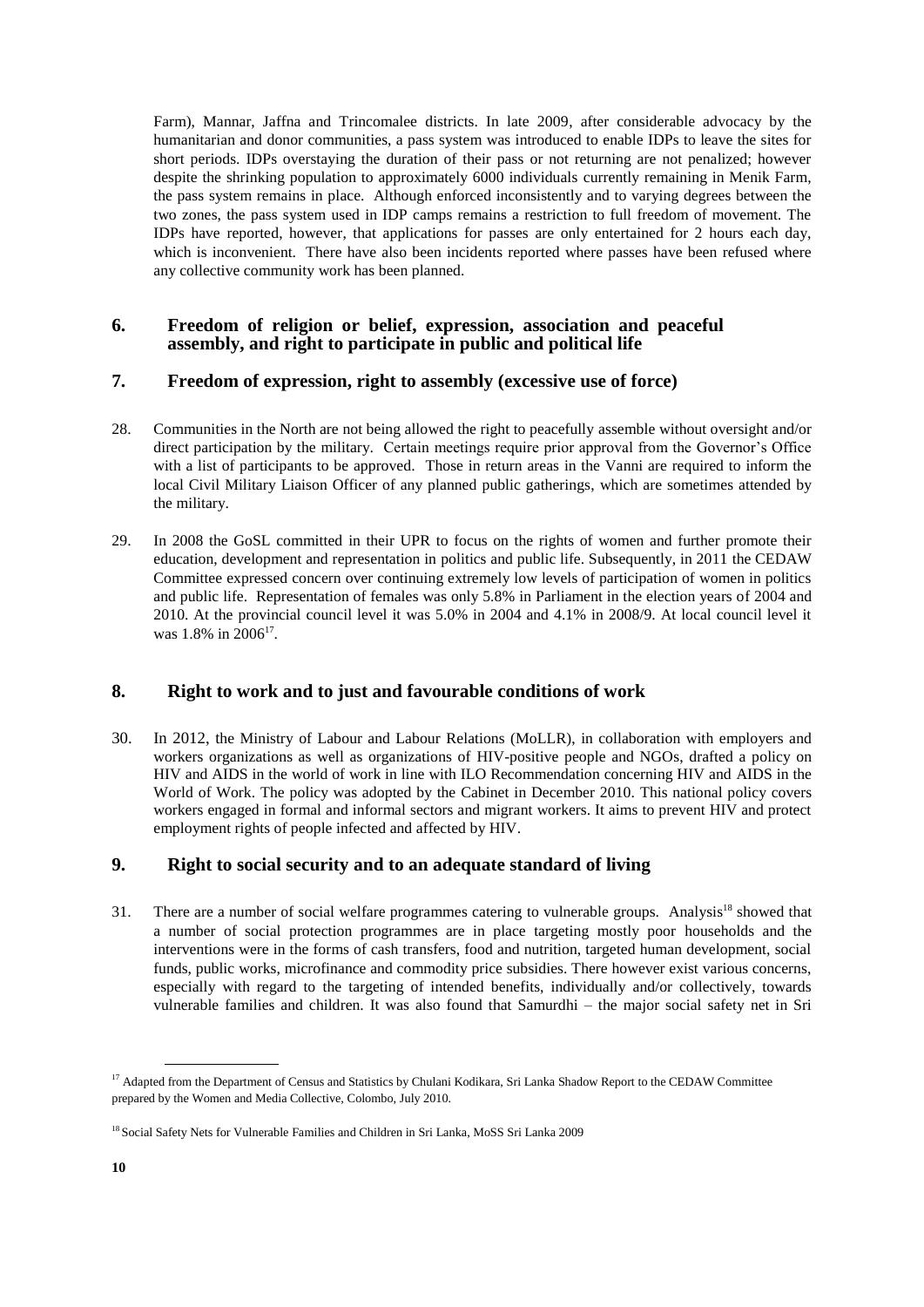Farm), Mannar, Jaffna and Trincomalee districts. In late 2009, after considerable advocacy by the humanitarian and donor communities, a pass system was introduced to enable IDPs to leave the sites for short periods. IDPs overstaying the duration of their pass or not returning are not penalized; however despite the shrinking population to approximately 6000 individuals currently remaining in Menik Farm, the pass system remains in place. Although enforced inconsistently and to varying degrees between the two zones, the pass system used in IDP camps remains a restriction to full freedom of movement. The IDPs have reported, however, that applications for passes are only entertained for 2 hours each day, which is inconvenient. There have also been incidents reported where passes have been refused where any collective community work has been planned.

## 6. Freedom of religion or belief, expression, association and peaceful assembly, and right to participate in public and political life

## 7. Freedom of expression, right to assembly (excessive use of force)

28. Communities in the North are not being allowed the right to peacefully assemble without oversight and/or direct participation by the military. Certain meetings require prior approval from the Governor's Office with a list of participants to be approved. Those in return areas in the Vanni are required to inform the local Civil Military Liaison Officer of any planned public gatherings, which are sometimes attended by the military.

29. In 2008 the GoSL committed in their UPR to focus on the rights of women and further promote their education, development and representation in politics and public life. Subsequently, in 2011 the CEDAW Committee expressed concern over continuing extremely low levels of participation of women in politics and public life. Representation of females was only 5.8% in Parliament in the election years of 2004 and 2010. At the provincial council level it was 5.0% in 2004 and 4.1% in 2008/9. At local council level it was 1.8% in 2006[17].

## 8. Right to work and to just and favourable conditions of work

30. In 2012, the Ministry of Labour and Labour Relations (MoLLR), in collaboration with employers and workers organizations as well as organizations of HIV-positive people and NGOs, drafted a policy on HIV and AIDS in the world of work in line with ILO Recommendation concerning HIV and AIDS in the World of Work. The policy was adopted by the Cabinet in December 2010. This national policy covers workers engaged in formal and informal sectors and migrant workers. It aims to prevent HIV and protect employment rights of people infected and affected by HIV.

## 9. Right to social security and to an adequate standard of living

31. There are a number of social welfare programmes catering to vulnerable groups. Analysis[18] showed that a number of social protection programmes are in place targeting mostly poor households and the interventions were in the forms of cash transfers, food and nutrition, targeted human development, social funds, public works, microfinance and commodity price subsidies. There however exist various concerns, especially with regard to the targeting of intended benefits, individually and/or collectively, towards vulnerable families and children. It was also found that Samurdhi – the major social safety net in Sri

---

[17] Adapted from the Department of Census and Statistics by Chulani Kodikara, Sri Lanka Shadow Report to the CEDAW Committee prepared by the Women and Media Collective, Colombo, July 2010.

[18] Social Safety Nets for Vulnerable Families and Children in Sri Lanka, MoSS Sri Lanka 2009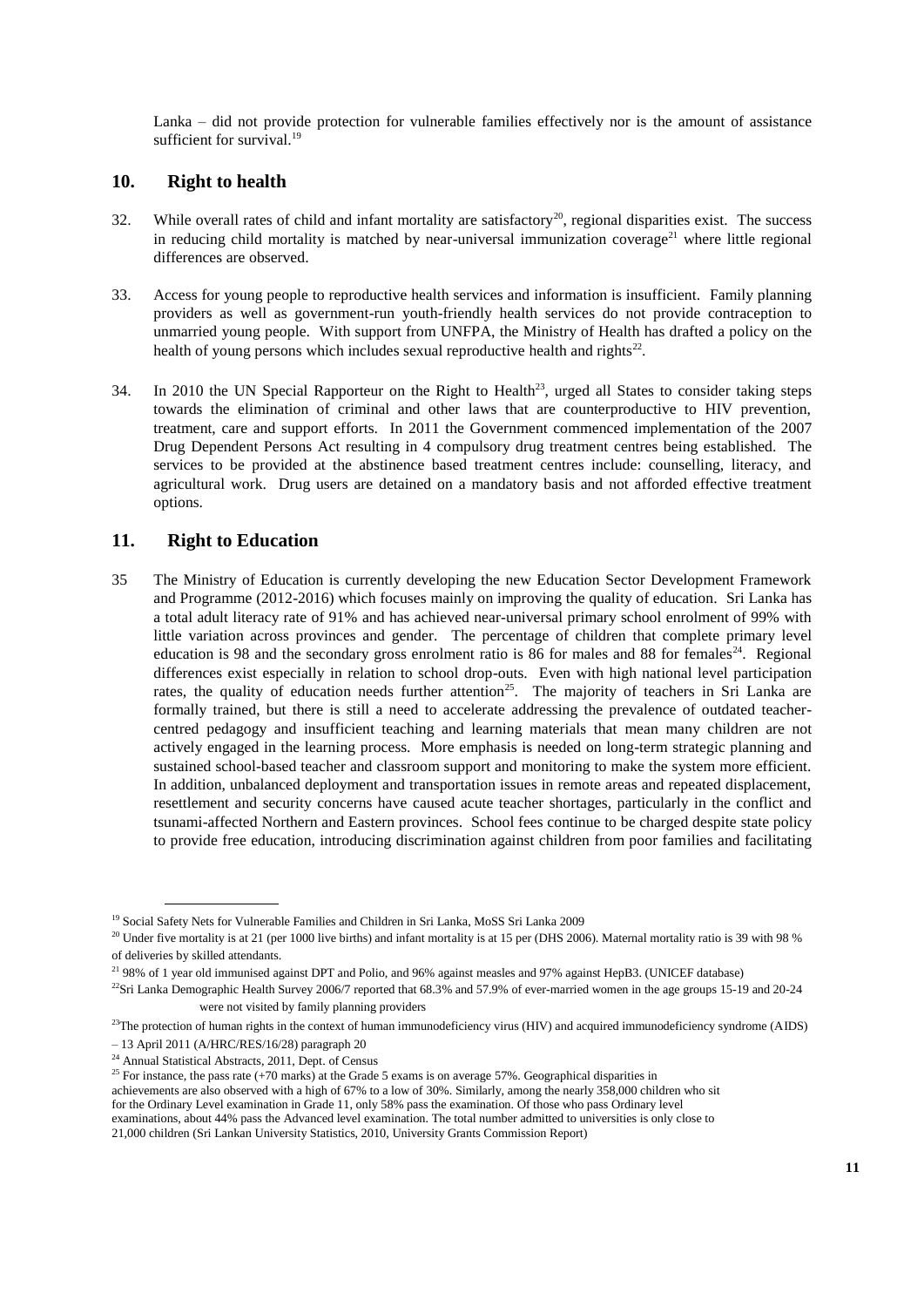Lanka – did not provide protection for vulnerable families effectively nor is the amount of assistance sufficient for survival.[19]

## 10. Right to health

32. While overall rates of child and infant mortality are satisfactory[20], regional disparities exist. The success in reducing child mortality is matched by near-universal immunization coverage[21] where little regional differences are observed.

33. Access for young people to reproductive health services and information is insufficient. Family planning providers as well as government-run youth-friendly health services do not provide contraception to unmarried young people. With support from UNFPA, the Ministry of Health has drafted a policy on the health of young persons which includes sexual reproductive health and rights[22].

34. In 2010 the UN Special Rapporteur on the Right to Health[23], urged all States to consider taking steps towards the elimination of criminal and other laws that are counterproductive to HIV prevention, treatment, care and support efforts. In 2011 the Government commenced implementation of the 2007 Drug Dependent Persons Act resulting in 4 compulsory drug treatment centres being established. The services to be provided at the abstinence based treatment centres include: counselling, literacy, and agricultural work. Drug users are detained on a mandatory basis and not afforded effective treatment options.

## 11. Right to Education

35 The Ministry of Education is currently developing the new Education Sector Development Framework and Programme (2012-2016) which focuses mainly on improving the quality of education. Sri Lanka has a total adult literacy rate of 91% and has achieved near-universal primary school enrolment of 99% with little variation across provinces and gender. The percentage of children that complete primary level education is 98 and the secondary gross enrolment ratio is 86 for males and 88 for females[24]. Regional differences exist especially in relation to school drop-outs. Even with high national level participation rates, the quality of education needs further attention[25]. The majority of teachers in Sri Lanka are formally trained, but there is still a need to accelerate addressing the prevalence of outdated teacher-centred pedagogy and insufficient teaching and learning materials that mean many children are not actively engaged in the learning process. More emphasis is needed on long-term strategic planning and sustained school-based teacher and classroom support and monitoring to make the system more efficient. In addition, unbalanced deployment and transportation issues in remote areas and repeated displacement, resettlement and security concerns have caused acute teacher shortages, particularly in the conflict and tsunami-affected Northern and Eastern provinces. School fees continue to be charged despite state policy to provide free education, introducing discrimination against children from poor families and facilitating

---

[19] Social Safety Nets for Vulnerable Families and Children in Sri Lanka, MoSS Sri Lanka 2009

[20] Under five mortality is at 21 (per 1000 live births) and infant mortality is at 15 per (DHS 2006). Maternal mortality ratio is 39 with 98 % of deliveries by skilled attendants.

[21] 98% of 1 year old immunised against DPT and Polio, and 96% against measles and 97% against HepB3. (UNICEF database)

[22] Sri Lanka Demographic Health Survey 2006/7 reported that 68.3% and 57.9% of ever-married women in the age groups 15-19 and 20-24 were not visited by family planning providers

[23] The protection of human rights in the context of human immunodeficiency virus (HIV) and acquired immunodeficiency syndrome (AIDS) – 13 April 2011 (A/HRC/RES/16/28) paragraph 20

[24] Annual Statistical Abstracts, 2011, Dept. of Census

[25] For instance, the pass rate (+70 marks) at the Grade 5 exams is on average 57%. Geographical disparities in achievements are also observed with a high of 67% to a low of 30%. Similarly, among the nearly 358,000 children who sit for the Ordinary Level examination in Grade 11, only 58% pass the examination. Of those who pass Ordinary level examinations, about 44% pass the Advanced level examination. The total number admitted to universities is only close to 21,000 children (Sri Lankan University Statistics, 2010, University Grants Commission Report)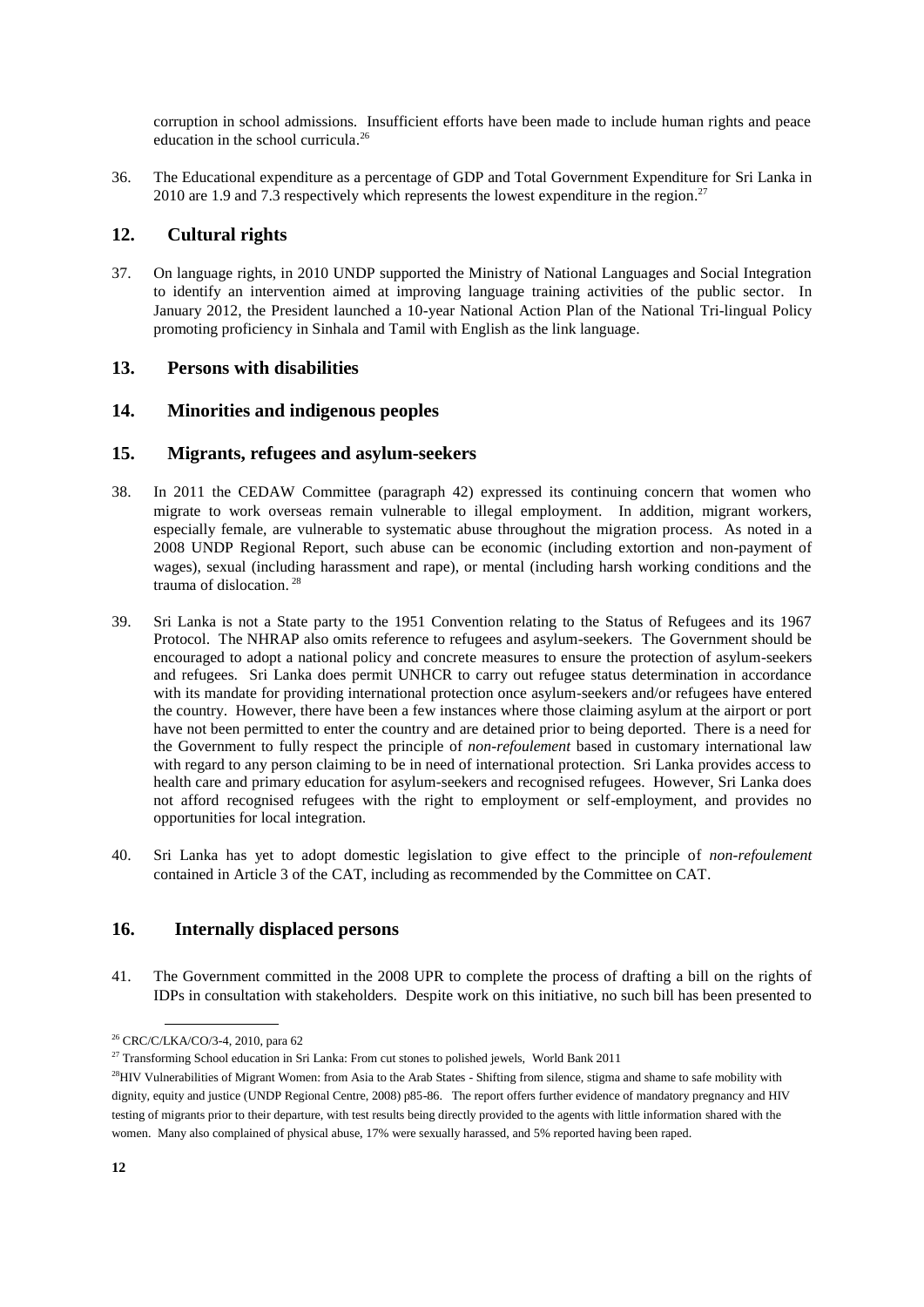corruption in school admissions. Insufficient efforts have been made to include human rights and peace education in the school curricula.[26]

36. The Educational expenditure as a percentage of GDP and Total Government Expenditure for Sri Lanka in 2010 are 1.9 and 7.3 respectively which represents the lowest expenditure in the region.[27]

## 12. Cultural rights

37. On language rights, in 2010 UNDP supported the Ministry of National Languages and Social Integration to identify an intervention aimed at improving language training activities of the public sector. In January 2012, the President launched a 10-year National Action Plan of the National Tri-lingual Policy promoting proficiency in Sinhala and Tamil with English as the link language.

## 13. Persons with disabilities

## 14. Minorities and indigenous peoples

## 15. Migrants, refugees and asylum-seekers

38. In 2011 the CEDAW Committee (paragraph 42) expressed its continuing concern that women who migrate to work overseas remain vulnerable to illegal employment. In addition, migrant workers, especially female, are vulnerable to systematic abuse throughout the migration process. As noted in a 2008 UNDP Regional Report, such abuse can be economic (including extortion and non-payment of wages), sexual (including harassment and rape), or mental (including harsh working conditions and the trauma of dislocation. [28]

39. Sri Lanka is not a State party to the 1951 Convention relating to the Status of Refugees and its 1967 Protocol. The NHRAP also omits reference to refugees and asylum-seekers. The Government should be encouraged to adopt a national policy and concrete measures to ensure the protection of asylum-seekers and refugees. Sri Lanka does permit UNHCR to carry out refugee status determination in accordance with its mandate for providing international protection once asylum-seekers and/or refugees have entered the country. However, there have been a few instances where those claiming asylum at the airport or port have not been permitted to enter the country and are detained prior to being deported. There is a need for the Government to fully respect the principle of *non-refoulement* based in customary international law with regard to any person claiming to be in need of international protection. Sri Lanka provides access to health care and primary education for asylum-seekers and recognised refugees. However, Sri Lanka does not afford recognised refugees with the right to employment or self-employment, and provides no opportunities for local integration.

40. Sri Lanka has yet to adopt domestic legislation to give effect to the principle of *non-refoulement* contained in Article 3 of the CAT, including as recommended by the Committee on CAT.

## 16. Internally displaced persons

41. The Government committed in the 2008 UPR to complete the process of drafting a bill on the rights of IDPs in consultation with stakeholders. Despite work on this initiative, no such bill has been presented to

---

[26] CRC/C/LKA/CO/3-4, 2010, para 62

[27] Transforming School education in Sri Lanka: From cut stones to polished jewels, World Bank 2011

[28] HIV Vulnerabilities of Migrant Women: from Asia to the Arab States - Shifting from silence, stigma and shame to safe mobility with dignity, equity and justice (UNDP Regional Centre, 2008) p85-86. The report offers further evidence of mandatory pregnancy and HIV testing of migrants prior to their departure, with test results being directly provided to the agents with little information shared with the women. Many also complained of physical abuse, 17% were sexually harassed, and 5% reported having been raped.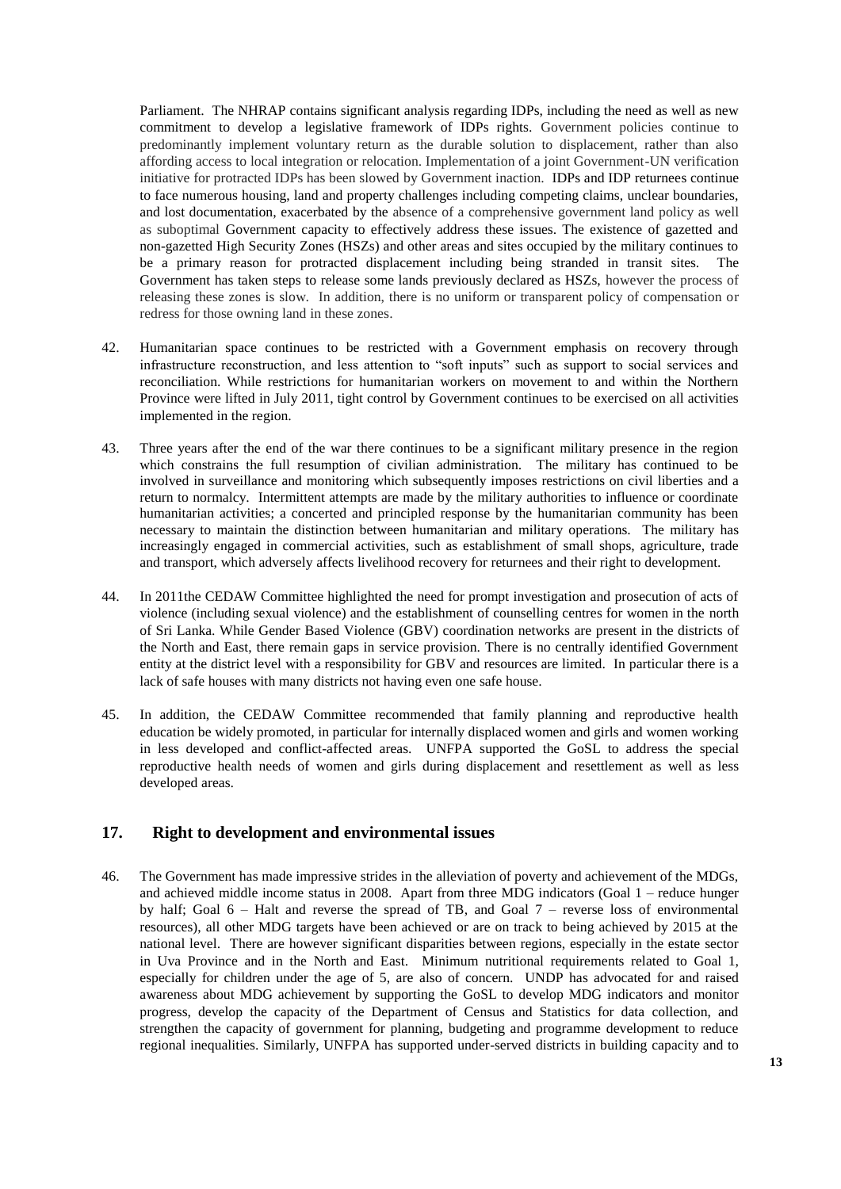Parliament. The NHRAP contains significant analysis regarding IDPs, including the need as well as new commitment to develop a legislative framework of IDPs rights. Government policies continue to predominantly implement voluntary return as the durable solution to displacement, rather than also affording access to local integration or relocation. Implementation of a joint Government-UN verification initiative for protracted IDPs has been slowed by Government inaction. IDPs and IDP returnees continue to face numerous housing, land and property challenges including competing claims, unclear boundaries, and lost documentation, exacerbated by the absence of a comprehensive government land policy as well as suboptimal Government capacity to effectively address these issues. The existence of gazetted and non-gazetted High Security Zones (HSZs) and other areas and sites occupied by the military continues to be a primary reason for protracted displacement including being stranded in transit sites. The Government has taken steps to release some lands previously declared as HSZs, however the process of releasing these zones is slow. In addition, there is no uniform or transparent policy of compensation or redress for those owning land in these zones.

42. Humanitarian space continues to be restricted with a Government emphasis on recovery through infrastructure reconstruction, and less attention to "soft inputs" such as support to social services and reconciliation. While restrictions for humanitarian workers on movement to and within the Northern Province were lifted in July 2011, tight control by Government continues to be exercised on all activities implemented in the region.

43. Three years after the end of the war there continues to be a significant military presence in the region which constrains the full resumption of civilian administration. The military has continued to be involved in surveillance and monitoring which subsequently imposes restrictions on civil liberties and a return to normalcy. Intermittent attempts are made by the military authorities to influence or coordinate humanitarian activities; a concerted and principled response by the humanitarian community has been necessary to maintain the distinction between humanitarian and military operations. The military has increasingly engaged in commercial activities, such as establishment of small shops, agriculture, trade and transport, which adversely affects livelihood recovery for returnees and their right to development.

44. In 2011the CEDAW Committee highlighted the need for prompt investigation and prosecution of acts of violence (including sexual violence) and the establishment of counselling centres for women in the north of Sri Lanka. While Gender Based Violence (GBV) coordination networks are present in the districts of the North and East, there remain gaps in service provision. There is no centrally identified Government entity at the district level with a responsibility for GBV and resources are limited. In particular there is a lack of safe houses with many districts not having even one safe house.

45. In addition, the CEDAW Committee recommended that family planning and reproductive health education be widely promoted, in particular for internally displaced women and girls and women working in less developed and conflict-affected areas. UNFPA supported the GoSL to address the special reproductive health needs of women and girls during displacement and resettlement as well as less developed areas.

## 17. Right to development and environmental issues

46. The Government has made impressive strides in the alleviation of poverty and achievement of the MDGs, and achieved middle income status in 2008. Apart from three MDG indicators (Goal 1 – reduce hunger by half; Goal 6 – Halt and reverse the spread of TB, and Goal 7 – reverse loss of environmental resources), all other MDG targets have been achieved or are on track to being achieved by 2015 at the national level. There are however significant disparities between regions, especially in the estate sector in Uva Province and in the North and East. Minimum nutritional requirements related to Goal 1, especially for children under the age of 5, are also of concern. UNDP has advocated for and raised awareness about MDG achievement by supporting the GoSL to develop MDG indicators and monitor progress, develop the capacity of the Department of Census and Statistics for data collection, and strengthen the capacity of government for planning, budgeting and programme development to reduce regional inequalities. Similarly, UNFPA has supported under-served districts in building capacity and to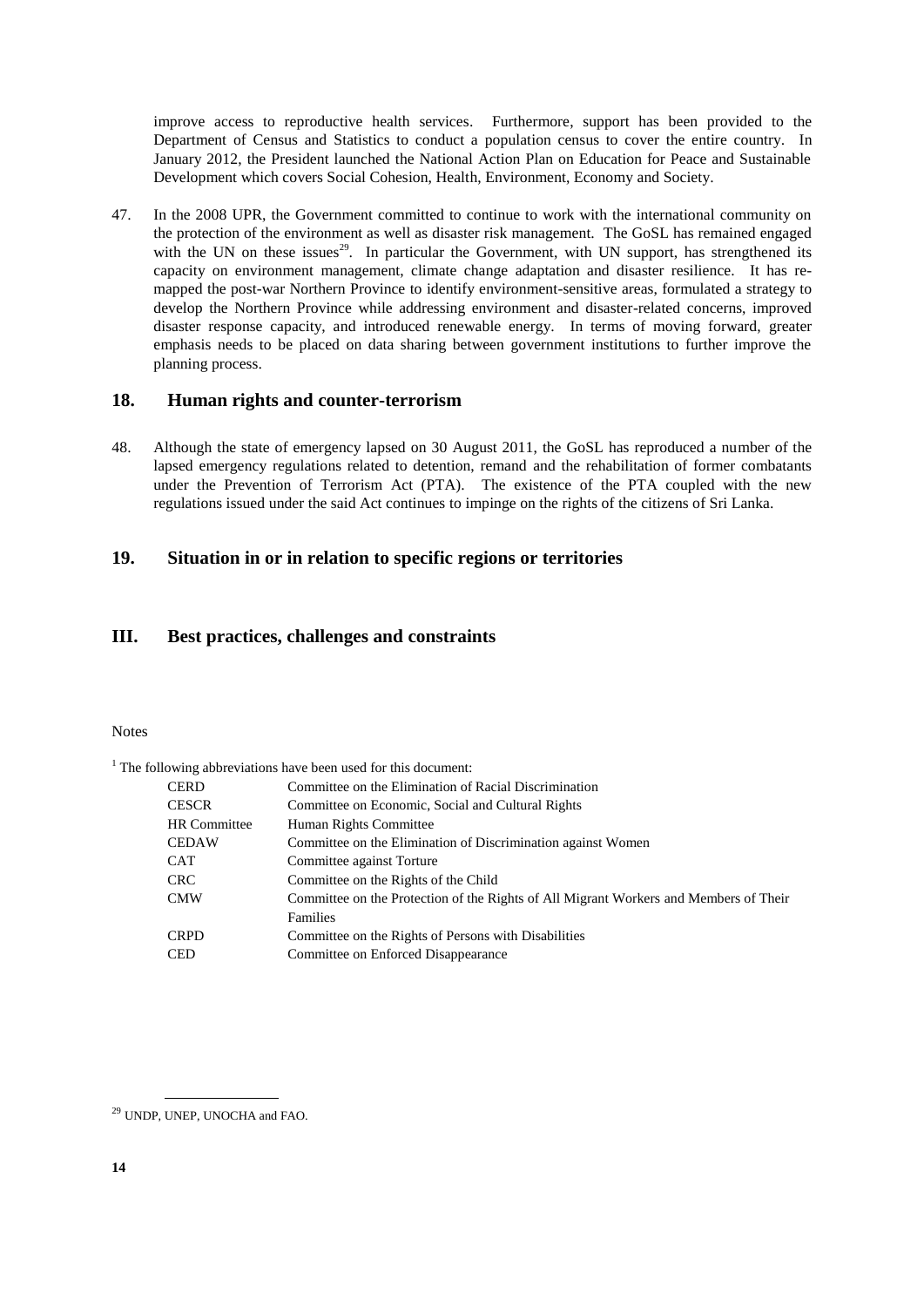improve access to reproductive health services. Furthermore, support has been provided to the Department of Census and Statistics to conduct a population census to cover the entire country. In January 2012, the President launched the National Action Plan on Education for Peace and Sustainable Development which covers Social Cohesion, Health, Environment, Economy and Society.

47. In the 2008 UPR, the Government committed to continue to work with the international community on the protection of the environment as well as disaster risk management. The GoSL has remained engaged with the UN on these issues[29]. In particular the Government, with UN support, has strengthened its capacity on environment management, climate change adaptation and disaster resilience. It has re-mapped the post-war Northern Province to identify environment-sensitive areas, formulated a strategy to develop the Northern Province while addressing environment and disaster-related concerns, improved disaster response capacity, and introduced renewable energy. In terms of moving forward, greater emphasis needs to be placed on data sharing between government institutions to further improve the planning process.

## 18. Human rights and counter-terrorism

48. Although the state of emergency lapsed on 30 August 2011, the GoSL has reproduced a number of the lapsed emergency regulations related to detention, remand and the rehabilitation of former combatants under the Prevention of Terrorism Act (PTA). The existence of the PTA coupled with the new regulations issued under the said Act continues to impinge on the rights of the citizens of Sri Lanka.

## 19. Situation in or in relation to specific regions or territories

# III. Best practices, challenges and constraints

Notes

[1] The following abbreviations have been used for this document:

| | |
|---|---|
| CERD | Committee on the Elimination of Racial Discrimination |
| CESCR | Committee on Economic, Social and Cultural Rights |
| HR Committee | Human Rights Committee |
| CEDAW | Committee on the Elimination of Discrimination against Women |
| CAT | Committee against Torture |
| CRC | Committee on the Rights of the Child |
| CMW | Committee on the Protection of the Rights of All Migrant Workers and Members of Their Families |
| CRPD | Committee on the Rights of Persons with Disabilities |
| CED | Committee on Enforced Disappearance |

[29] UNDP, UNEP, UNOCHA and FAO.